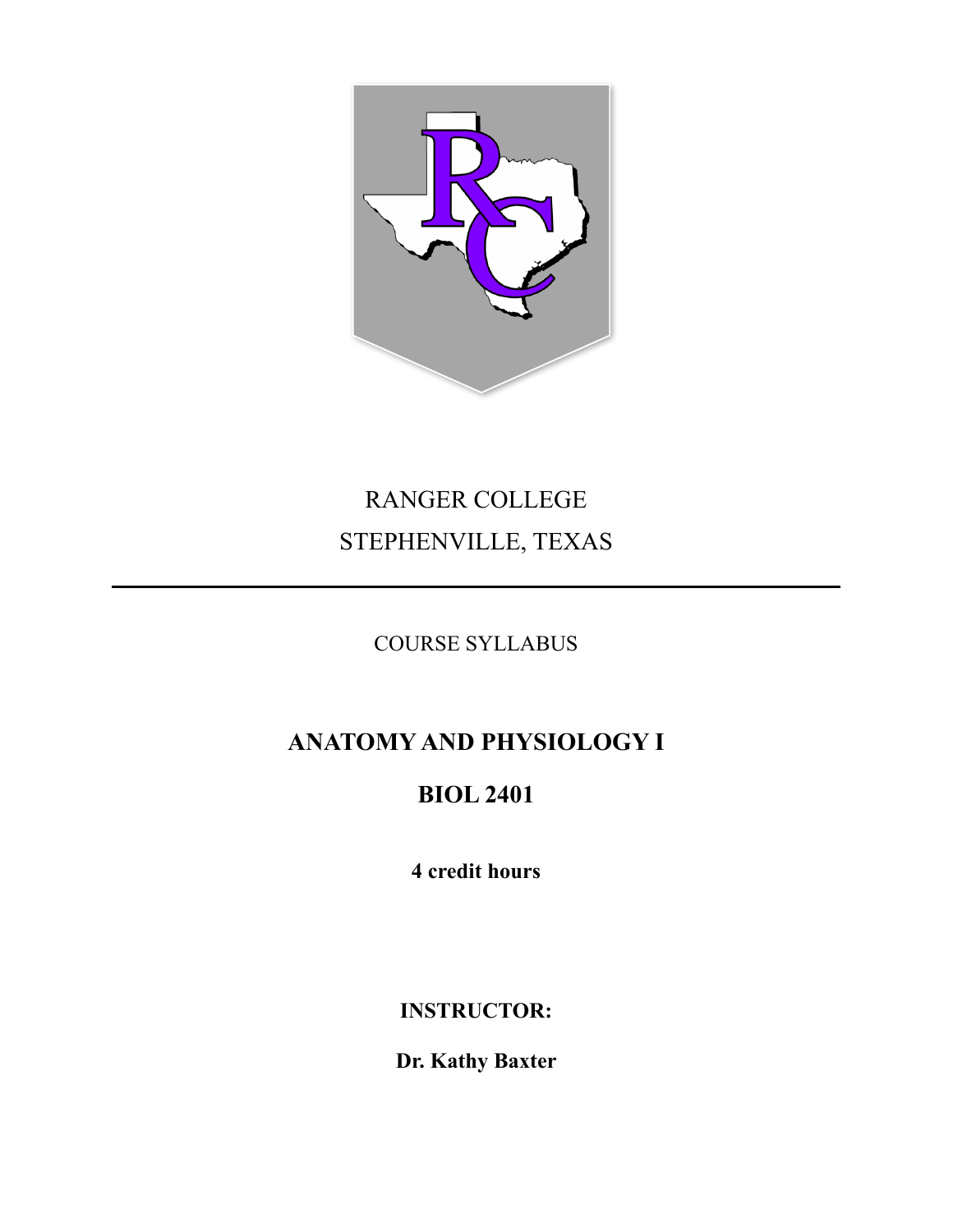RANGER COLLEGE

STEPHENVILLE, TEXAS

---

COURSE SYLLABUS

# ANATOMY AND PHYSIOLOGY I

# BIOL 2401

**4 credit hours**

**INSTRUCTOR:**

**Dr. Kathy Baxter**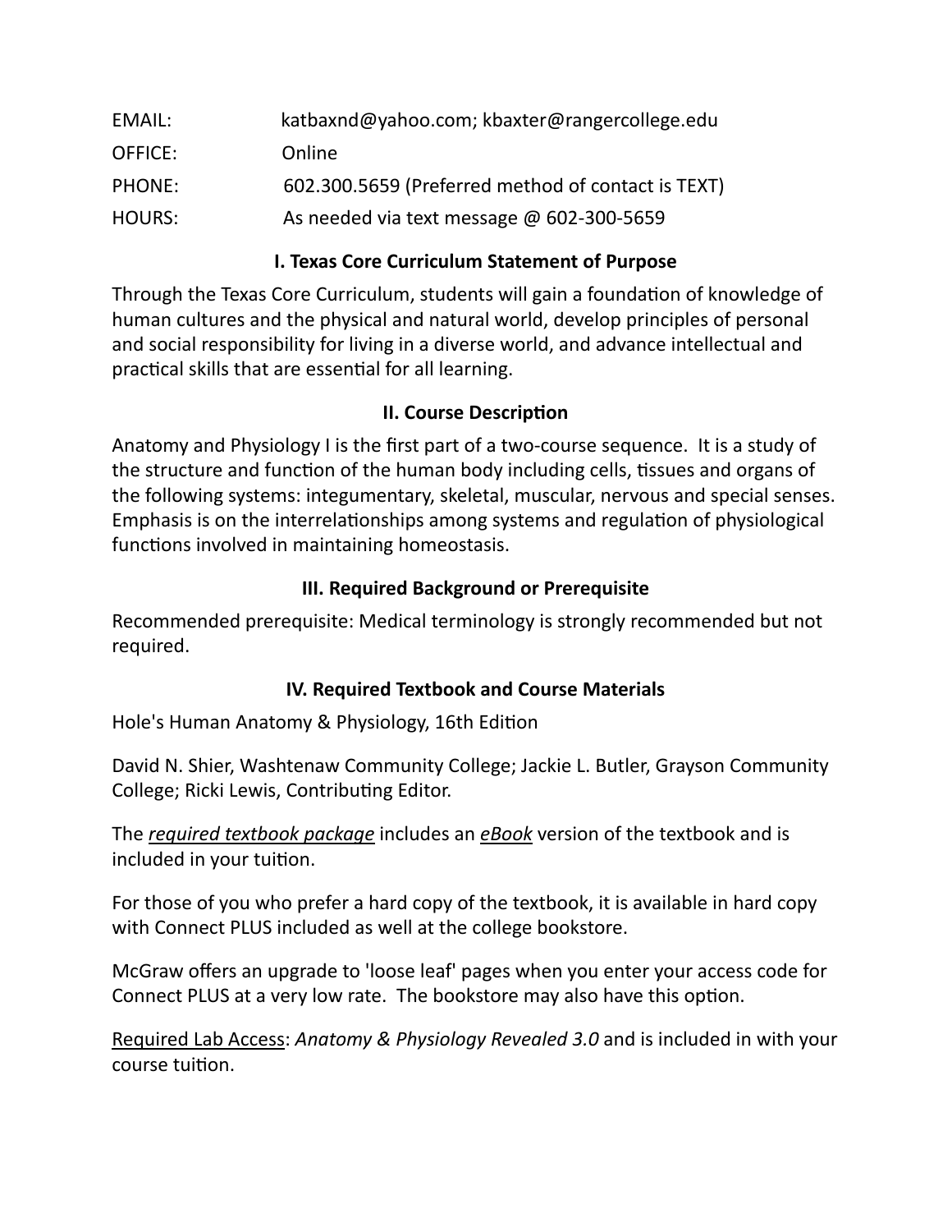EMAIL: katbaxnd@yahoo.com; kbaxter@rangercollege.edu

OFFICE: Online

PHONE: 602.300.5659 (Preferred method of contact is TEXT)

HOURS: As needed via text message @ 602-300-5659

## I. Texas Core Curriculum Statement of Purpose

Through the Texas Core Curriculum, students will gain a foundation of knowledge of human cultures and the physical and natural world, develop principles of personal and social responsibility for living in a diverse world, and advance intellectual and practical skills that are essential for all learning.

## II. Course Description

Anatomy and Physiology I is the first part of a two-course sequence. It is a study of the structure and function of the human body including cells, tissues and organs of the following systems: integumentary, skeletal, muscular, nervous and special senses. Emphasis is on the interrelationships among systems and regulation of physiological functions involved in maintaining homeostasis.

## III. Required Background or Prerequisite

Recommended prerequisite: Medical terminology is strongly recommended but not required.

## IV. Required Textbook and Course Materials

Hole's Human Anatomy & Physiology, 16th Edition

David N. Shier, Washtenaw Community College; Jackie L. Butler, Grayson Community College; Ricki Lewis, Contributing Editor.

The *required textbook package* includes an *eBook* version of the textbook and is included in your tuition.

For those of you who prefer a hard copy of the textbook, it is available in hard copy with Connect PLUS included as well at the college bookstore.

McGraw offers an upgrade to 'loose leaf' pages when you enter your access code for Connect PLUS at a very low rate. The bookstore may also have this option.

Required Lab Access: *Anatomy & Physiology Revealed 3.0* and is included in with your course tuition.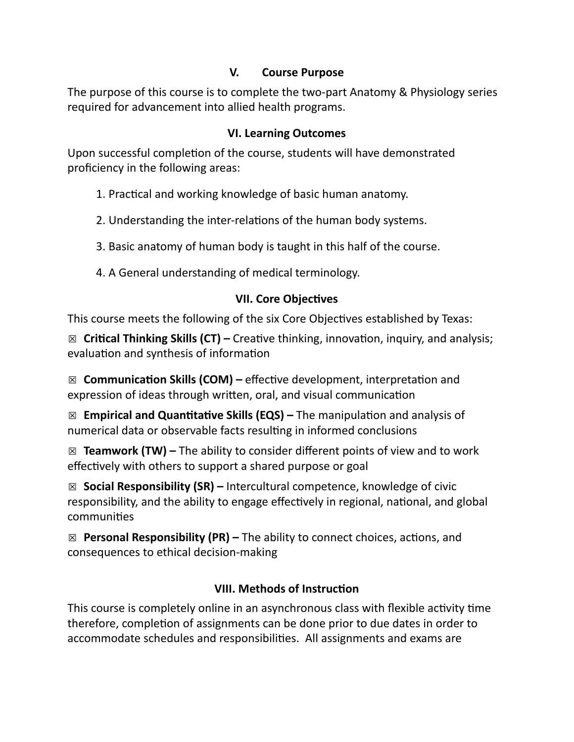## V. Course Purpose

The purpose of this course is to complete the two-part Anatomy & Physiology series required for advancement into allied health programs.

## VI. Learning Outcomes

Upon successful completion of the course, students will have demonstrated proficiency in the following areas:

1. Practical and working knowledge of basic human anatomy.
2. Understanding the inter-relations of the human body systems.
3. Basic anatomy of human body is taught in this half of the course.
4. A General understanding of medical terminology.

## VII. Core Objectives

This course meets the following of the six Core Objectives established by Texas:

☒ **Critical Thinking Skills (CT) –** Creative thinking, innovation, inquiry, and analysis; evaluation and synthesis of information

☒ **Communication Skills (COM) –** effective development, interpretation and expression of ideas through written, oral, and visual communication

☒ **Empirical and Quantitative Skills (EQS) –** The manipulation and analysis of numerical data or observable facts resulting in informed conclusions

☒ **Teamwork (TW) –** The ability to consider different points of view and to work effectively with others to support a shared purpose or goal

☒ **Social Responsibility (SR) –** Intercultural competence, knowledge of civic responsibility, and the ability to engage effectively in regional, national, and global communities

☒ **Personal Responsibility (PR) –** The ability to connect choices, actions, and consequences to ethical decision-making

## VIII. Methods of Instruction

This course is completely online in an asynchronous class with flexible activity time therefore, completion of assignments can be done prior to due dates in order to accommodate schedules and responsibilities. All assignments and exams are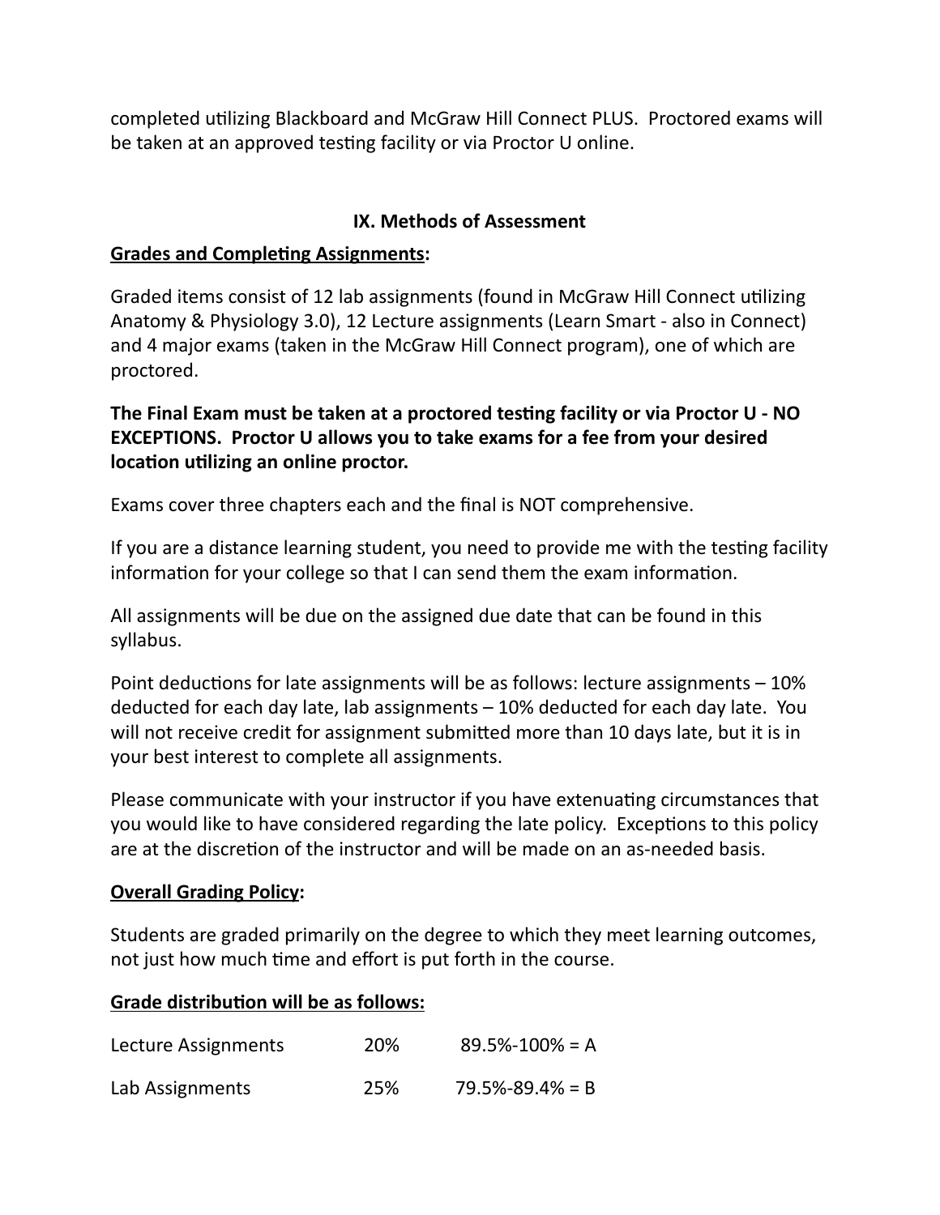completed utilizing Blackboard and McGraw Hill Connect PLUS. Proctored exams will be taken at an approved testing facility or via Proctor U online.

## IX. Methods of Assessment

**Grades and Completing Assignments:**

Graded items consist of 12 lab assignments (found in McGraw Hill Connect utilizing Anatomy & Physiology 3.0), 12 Lecture assignments (Learn Smart - also in Connect) and 4 major exams (taken in the McGraw Hill Connect program), one of which are proctored.

**The Final Exam must be taken at a proctored testing facility or via Proctor U - NO EXCEPTIONS. Proctor U allows you to take exams for a fee from your desired location utilizing an online proctor.**

Exams cover three chapters each and the final is NOT comprehensive.

If you are a distance learning student, you need to provide me with the testing facility information for your college so that I can send them the exam information.

All assignments will be due on the assigned due date that can be found in this syllabus.

Point deductions for late assignments will be as follows: lecture assignments – 10% deducted for each day late, lab assignments – 10% deducted for each day late. You will not receive credit for assignment submitted more than 10 days late, but it is in your best interest to complete all assignments.

Please communicate with your instructor if you have extenuating circumstances that you would like to have considered regarding the late policy. Exceptions to this policy are at the discretion of the instructor and will be made on an as-needed basis.

**Overall Grading Policy:**

Students are graded primarily on the degree to which they meet learning outcomes, not just how much time and effort is put forth in the course.

**Grade distribution will be as follows:**

| | | |
|---|---|---|
| Lecture Assignments | 20% | 89.5%-100% = A |
| Lab Assignments | 25% | 79.5%-89.4% = B |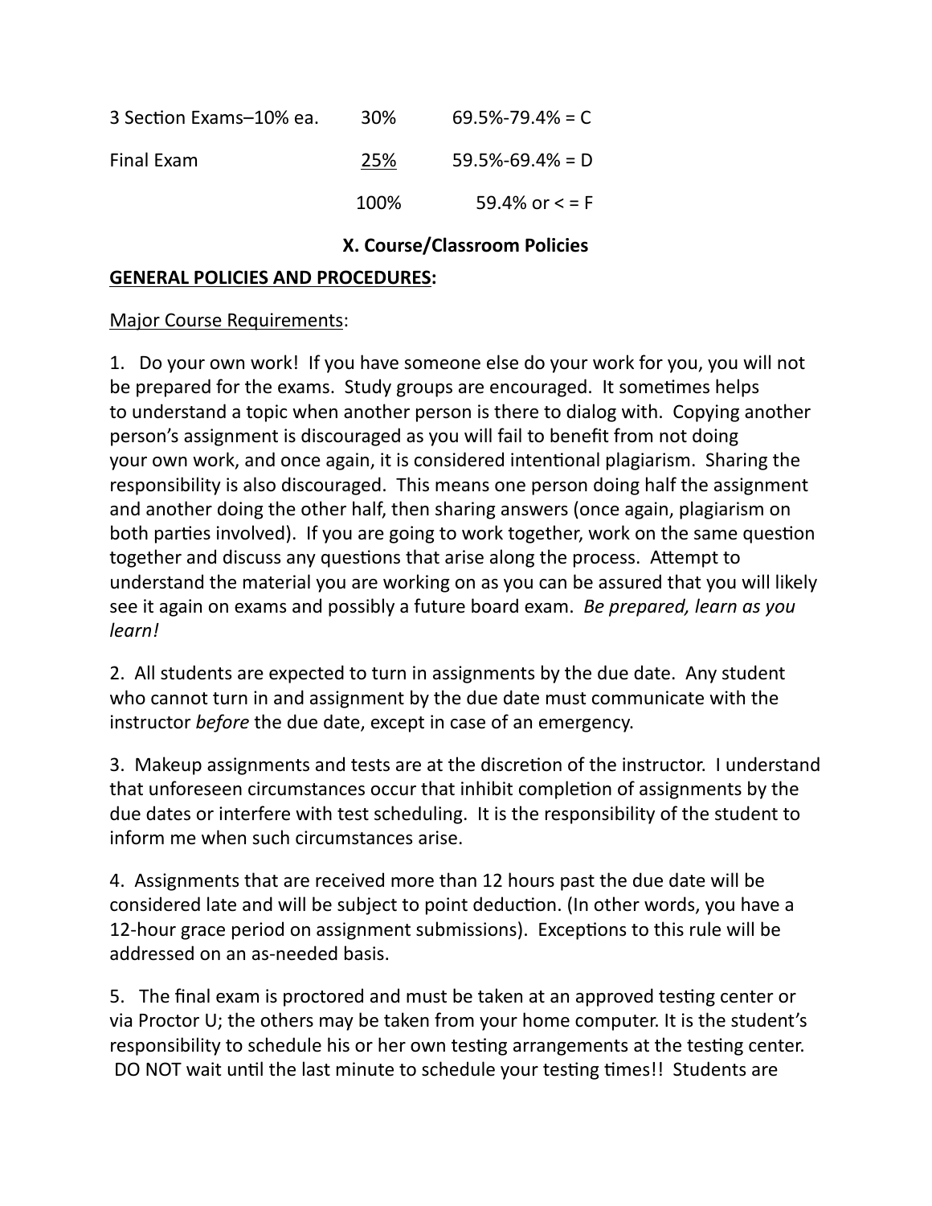| | | |
|---|---|---|
| 3 Section Exams–10% ea. | 30% | 69.5%-79.4% = C |
| Final Exam | 25% | 59.5%-69.4% = D |
| | 100% | 59.4% or < = F |

## X. Course/Classroom Policies

**GENERAL POLICIES AND PROCEDURES:**

Major Course Requirements:

1. Do your own work! If you have someone else do your work for you, you will not be prepared for the exams. Study groups are encouraged. It sometimes helps to understand a topic when another person is there to dialog with. Copying another person's assignment is discouraged as you will fail to benefit from not doing your own work, and once again, it is considered intentional plagiarism. Sharing the responsibility is also discouraged. This means one person doing half the assignment and another doing the other half, then sharing answers (once again, plagiarism on both parties involved). If you are going to work together, work on the same question together and discuss any questions that arise along the process. Attempt to understand the material you are working on as you can be assured that you will likely see it again on exams and possibly a future board exam. *Be prepared, learn as you learn!*

2. All students are expected to turn in assignments by the due date. Any student who cannot turn in and assignment by the due date must communicate with the instructor *before* the due date, except in case of an emergency.

3. Makeup assignments and tests are at the discretion of the instructor. I understand that unforeseen circumstances occur that inhibit completion of assignments by the due dates or interfere with test scheduling. It is the responsibility of the student to inform me when such circumstances arise.

4. Assignments that are received more than 12 hours past the due date will be considered late and will be subject to point deduction. (In other words, you have a 12-hour grace period on assignment submissions). Exceptions to this rule will be addressed on an as-needed basis.

5. The final exam is proctored and must be taken at an approved testing center or via Proctor U; the others may be taken from your home computer. It is the student's responsibility to schedule his or her own testing arrangements at the testing center. DO NOT wait until the last minute to schedule your testing times!! Students are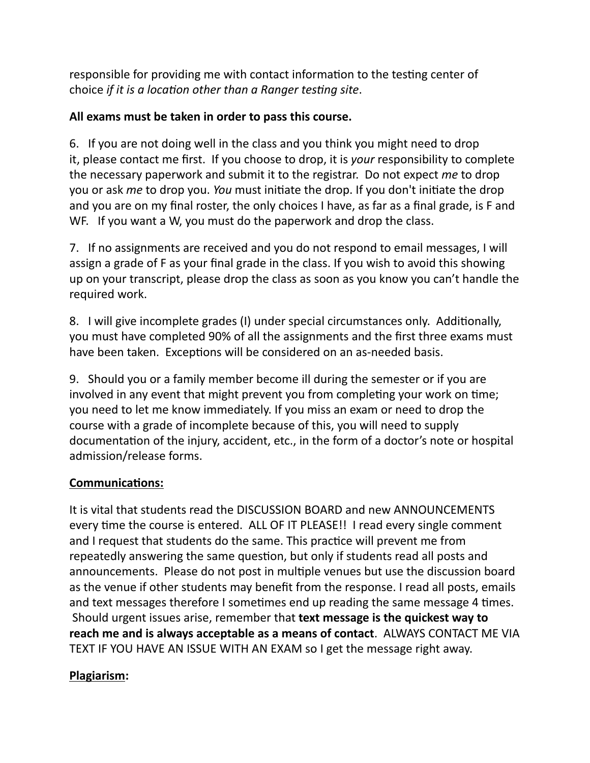responsible for providing me with contact information to the testing center of choice *if it is a location other than a Ranger testing site*.

**All exams must be taken in order to pass this course.**

6. If you are not doing well in the class and you think you might need to drop it, please contact me first. If you choose to drop, it is *your* responsibility to complete the necessary paperwork and submit it to the registrar. Do not expect *me* to drop you or ask *me* to drop you. *You* must initiate the drop. If you don't initiate the drop and you are on my final roster, the only choices I have, as far as a final grade, is F and WF. If you want a W, you must do the paperwork and drop the class.

7. If no assignments are received and you do not respond to email messages, I will assign a grade of F as your final grade in the class. If you wish to avoid this showing up on your transcript, please drop the class as soon as you know you can't handle the required work.

8. I will give incomplete grades (I) under special circumstances only. Additionally, you must have completed 90% of all the assignments and the first three exams must have been taken. Exceptions will be considered on an as-needed basis.

9. Should you or a family member become ill during the semester or if you are involved in any event that might prevent you from completing your work on time; you need to let me know immediately. If you miss an exam or need to drop the course with a grade of incomplete because of this, you will need to supply documentation of the injury, accident, etc., in the form of a doctor's note or hospital admission/release forms.

**<u>Communications:</u>**

It is vital that students read the DISCUSSION BOARD and new ANNOUNCEMENTS every time the course is entered. ALL OF IT PLEASE!! I read every single comment and I request that students do the same. This practice will prevent me from repeatedly answering the same question, but only if students read all posts and announcements. Please do not post in multiple venues but use the discussion board as the venue if other students may benefit from the response. I read all posts, emails and text messages therefore I sometimes end up reading the same message 4 times. Should urgent issues arise, remember that **text message is the quickest way to reach me and is always acceptable as a means of contact**. ALWAYS CONTACT ME VIA TEXT IF YOU HAVE AN ISSUE WITH AN EXAM so I get the message right away.

**<u>Plagiarism</u>:**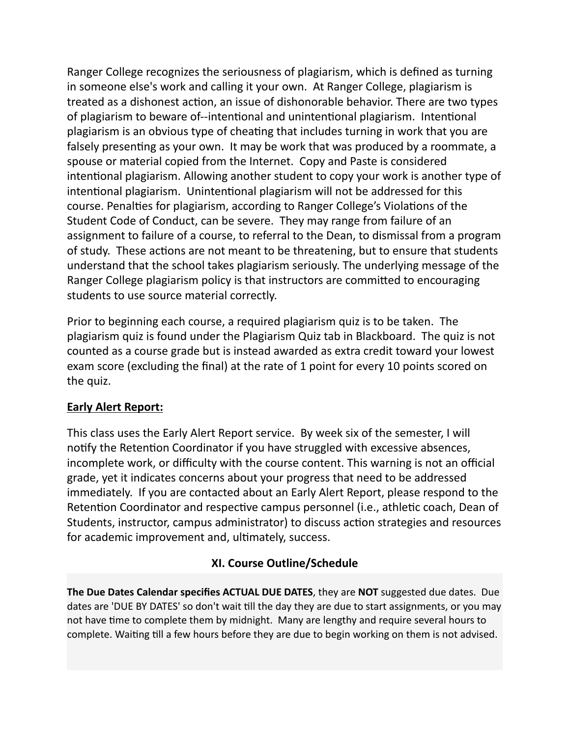Ranger College recognizes the seriousness of plagiarism, which is defined as turning in someone else's work and calling it your own. At Ranger College, plagiarism is treated as a dishonest action, an issue of dishonorable behavior. There are two types of plagiarism to beware of--intentional and unintentional plagiarism. Intentional plagiarism is an obvious type of cheating that includes turning in work that you are falsely presenting as your own. It may be work that was produced by a roommate, a spouse or material copied from the Internet. Copy and Paste is considered intentional plagiarism. Allowing another student to copy your work is another type of intentional plagiarism. Unintentional plagiarism will not be addressed for this course. Penalties for plagiarism, according to Ranger College's Violations of the Student Code of Conduct, can be severe. They may range from failure of an assignment to failure of a course, to referral to the Dean, to dismissal from a program of study. These actions are not meant to be threatening, but to ensure that students understand that the school takes plagiarism seriously. The underlying message of the Ranger College plagiarism policy is that instructors are committed to encouraging students to use source material correctly.

Prior to beginning each course, a required plagiarism quiz is to be taken. The plagiarism quiz is found under the Plagiarism Quiz tab in Blackboard. The quiz is not counted as a course grade but is instead awarded as extra credit toward your lowest exam score (excluding the final) at the rate of 1 point for every 10 points scored on the quiz.

**Early Alert Report:**

This class uses the Early Alert Report service. By week six of the semester, I will notify the Retention Coordinator if you have struggled with excessive absences, incomplete work, or difficulty with the course content. This warning is not an official grade, yet it indicates concerns about your progress that need to be addressed immediately. If you are contacted about an Early Alert Report, please respond to the Retention Coordinator and respective campus personnel (i.e., athletic coach, Dean of Students, instructor, campus administrator) to discuss action strategies and resources for academic improvement and, ultimately, success.

## XI. Course Outline/Schedule

**The Due Dates Calendar specifies ACTUAL DUE DATES**, they are **NOT** suggested due dates. Due dates are 'DUE BY DATES' so don't wait till the day they are due to start assignments, or you may not have time to complete them by midnight. Many are lengthy and require several hours to complete. Waiting till a few hours before they are due to begin working on them is not advised.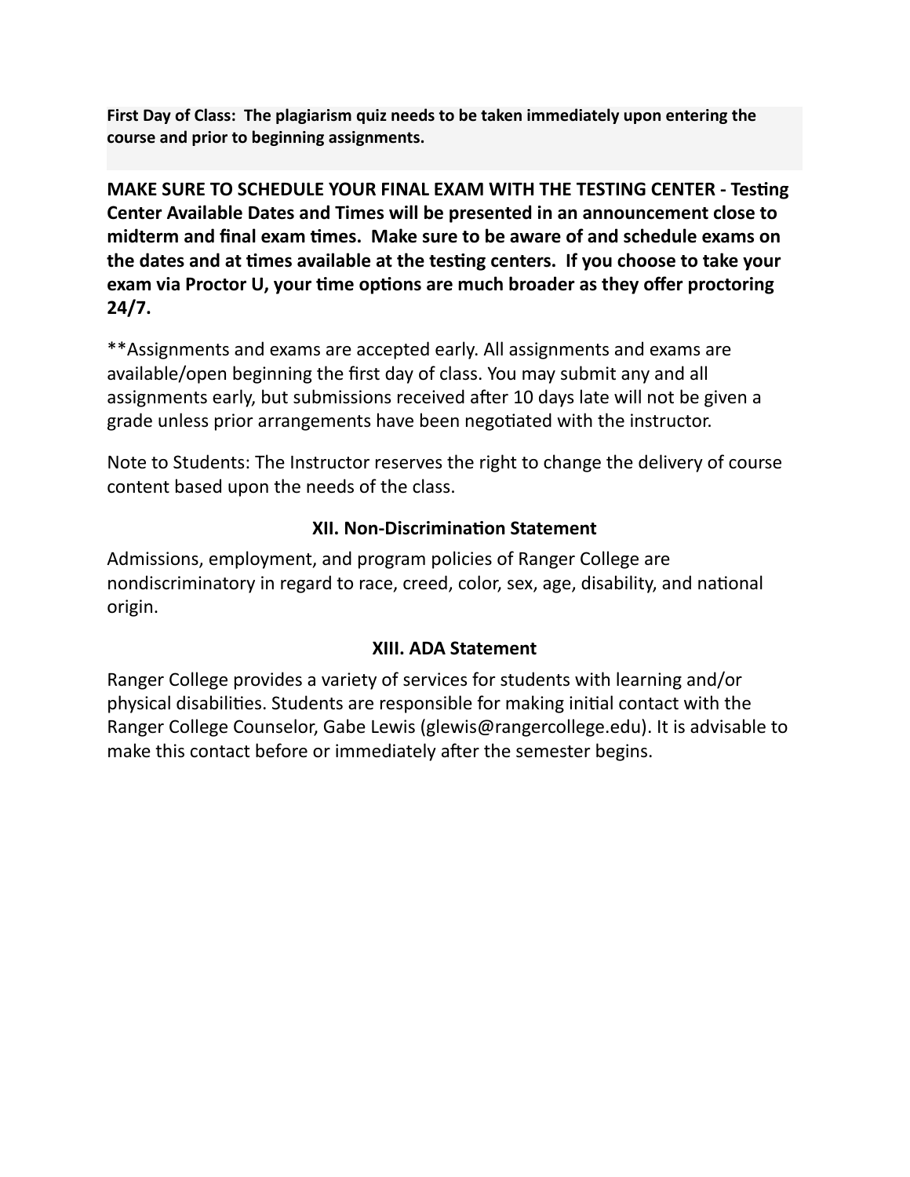**First Day of Class: The plagiarism quiz needs to be taken immediately upon entering the course and prior to beginning assignments.**

**MAKE SURE TO SCHEDULE YOUR FINAL EXAM WITH THE TESTING CENTER - Testing Center Available Dates and Times will be presented in an announcement close to midterm and final exam times. Make sure to be aware of and schedule exams on the dates and at times available at the testing centers. If you choose to take your exam via Proctor U, your time options are much broader as they offer proctoring 24/7.**

**Assignments and exams are accepted early. All assignments and exams are available/open beginning the first day of class. You may submit any and all assignments early, but submissions received after 10 days late will not be given a grade unless prior arrangements have been negotiated with the instructor.

Note to Students: The Instructor reserves the right to change the delivery of course content based upon the needs of the class.

## XII. Non-Discrimination Statement

Admissions, employment, and program policies of Ranger College are nondiscriminatory in regard to race, creed, color, sex, age, disability, and national origin.

## XIII. ADA Statement

Ranger College provides a variety of services for students with learning and/or physical disabilities. Students are responsible for making initial contact with the Ranger College Counselor, Gabe Lewis (glewis@rangercollege.edu). It is advisable to make this contact before or immediately after the semester begins.